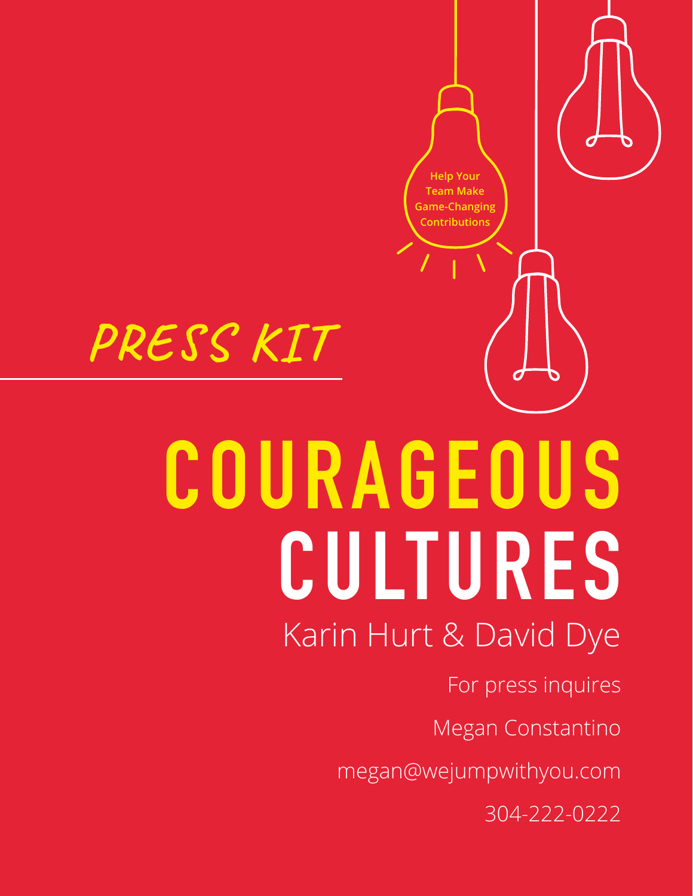Help Your Team Make Game-Changing Contributions

*PRESS KIT*

# COURAGEOUS CULTURES

Karin Hurt & David Dye

For press inquires

Megan Constantino

megan@wejumpwithyou.com

304-222-0222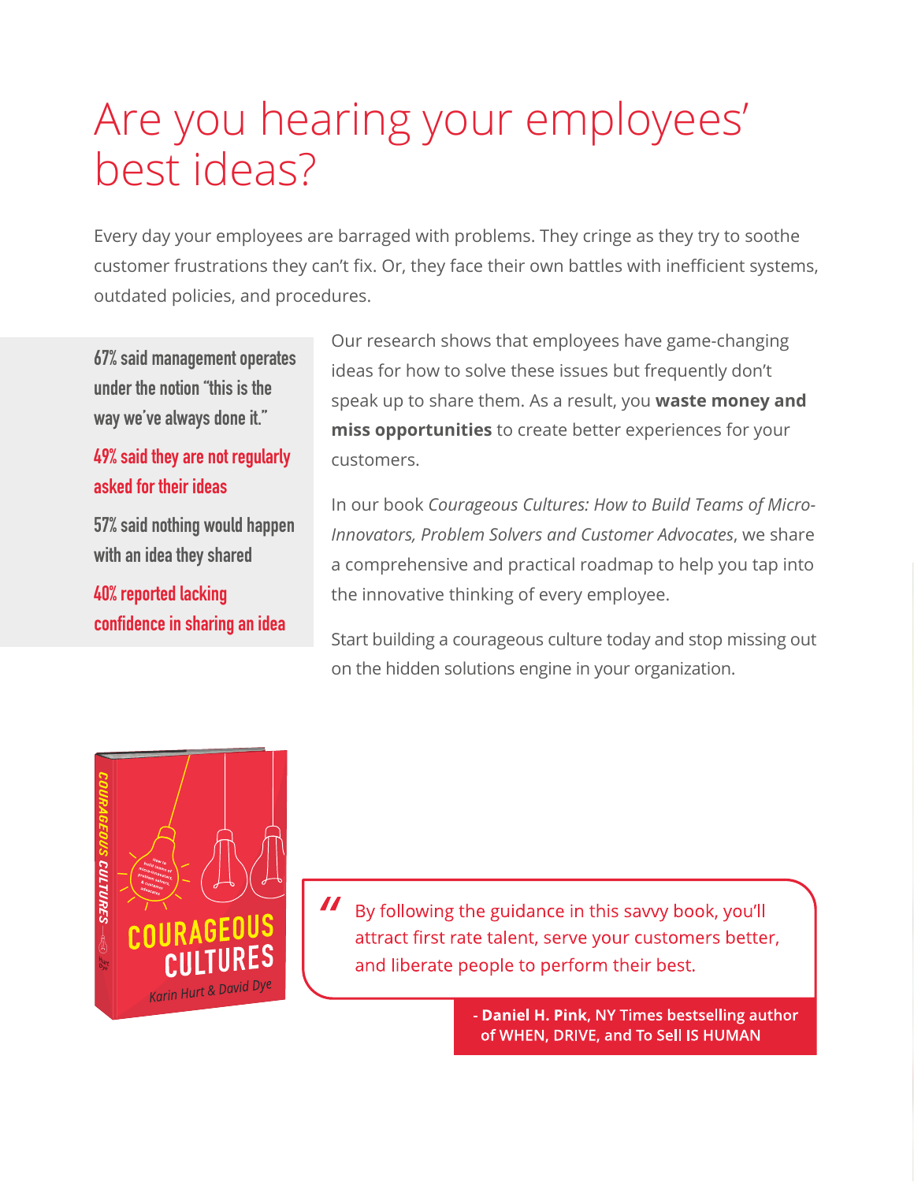# Are you hearing your employees' best ideas?

Every day your employees are barraged with problems. They cringe as they try to soothe customer frustrations they can't fix. Or, they face their own battles with inefficient systems, outdated policies, and procedures.

67% said management operates under the notion "this is the way we've always done it."

49% said they are not regularly asked for their ideas

57% said nothing would happen with an idea they shared

40% reported lacking confidence in sharing an idea

Our research shows that employees have game-changing ideas for how to solve these issues but frequently don't speak up to share them. As a result, you **waste money and miss opportunities** to create better experiences for your customers.

In our book *Courageous Cultures: How to Build Teams of Micro-Innovators, Problem Solvers and Customer Advocates*, we share a comprehensive and practical roadmap to help you tap into the innovative thinking of every employee.

Start building a courageous culture today and stop missing out on the hidden solutions engine in your organization.

> "By following the guidance in this savvy book, you'll attract first rate talent, serve your customers better, and liberate people to perform their best.
>
> \- **Daniel H. Pink**, NY Times bestselling author of WHEN, DRIVE, and To Sell IS HUMAN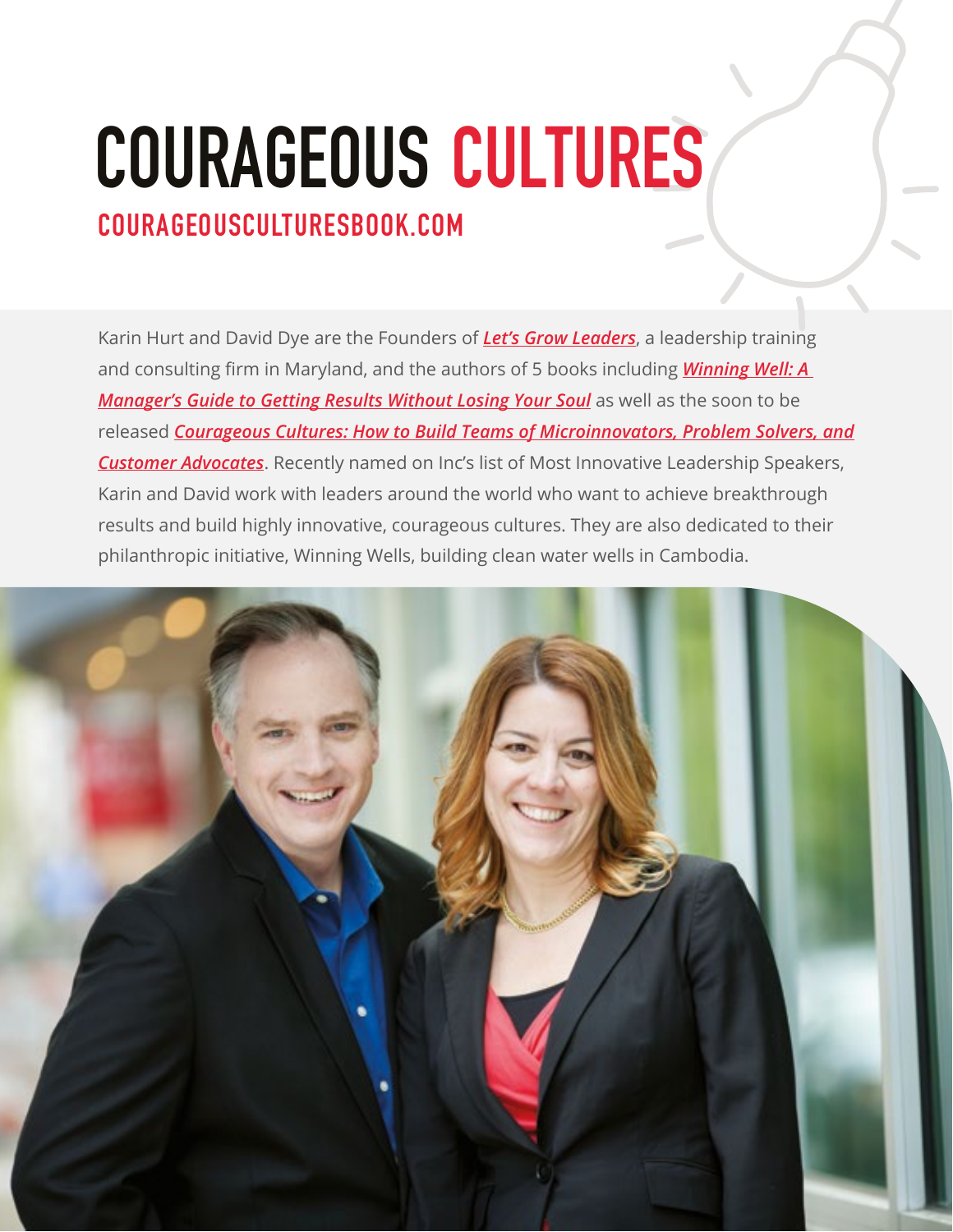# COURAGEOUS CULTURES

## COURAGEOUSCULTURESBOOK.COM

Karin Hurt and David Dye are the Founders of ***Let's Grow Leaders***, a leadership training and consulting firm in Maryland, and the authors of 5 books including ***Winning Well: A Manager's Guide to Getting Results Without Losing Your Soul*** as well as the soon to be released ***Courageous Cultures: How to Build Teams of Microinnovators, Problem Solvers, and Customer Advocates***. Recently named on Inc's list of Most Innovative Leadership Speakers, Karin and David work with leaders around the world who want to achieve breakthrough results and build highly innovative, courageous cultures. They are also dedicated to their philanthropic initiative, Winning Wells, building clean water wells in Cambodia.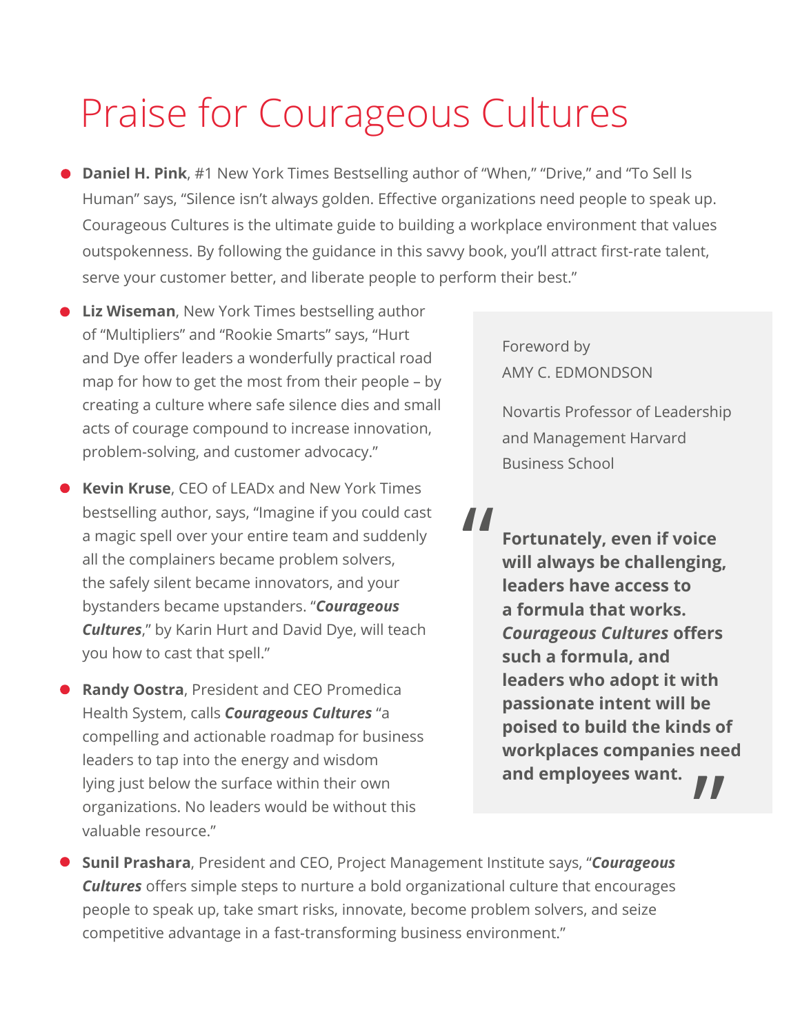# Praise for Courageous Cultures

- **Daniel H. Pink**, #1 New York Times Bestselling author of "When," "Drive," and "To Sell Is Human" says, "Silence isn't always golden. Effective organizations need people to speak up. Courageous Cultures is the ultimate guide to building a workplace environment that values outspokenness. By following the guidance in this savvy book, you'll attract first-rate talent, serve your customer better, and liberate people to perform their best."

- **Liz Wiseman**, New York Times bestselling author of "Multipliers" and "Rookie Smarts" says, "Hurt and Dye offer leaders a wonderfully practical road map for how to get the most from their people – by creating a culture where safe silence dies and small acts of courage compound to increase innovation, problem-solving, and customer advocacy."

- **Kevin Kruse**, CEO of LEADx and New York Times bestselling author, says, "Imagine if you could cast a magic spell over your entire team and suddenly all the complainers became problem solvers, the safely silent became innovators, and your bystanders became upstanders. "***Courageous Cultures***," by Karin Hurt and David Dye, will teach you how to cast that spell."

- **Randy Oostra**, President and CEO Promedica Health System, calls ***Courageous Cultures*** "a compelling and actionable roadmap for business leaders to tap into the energy and wisdom lying just below the surface within their own organizations. No leaders would be without this valuable resource."

- **Sunil Prashara**, President and CEO, Project Management Institute says, "***Courageous Cultures*** offers simple steps to nurture a bold organizational culture that encourages people to speak up, take smart risks, innovate, become problem solvers, and seize competitive advantage in a fast-transforming business environment."

Foreword by
AMY C. EDMONDSON

Novartis Professor of Leadership and Management Harvard Business School

> **"Fortunately, even if voice will always be challenging, leaders have access to a formula that works. *Courageous Cultures* offers such a formula, and leaders who adopt it with passionate intent will be poised to build the kinds of workplaces companies need and employees want."**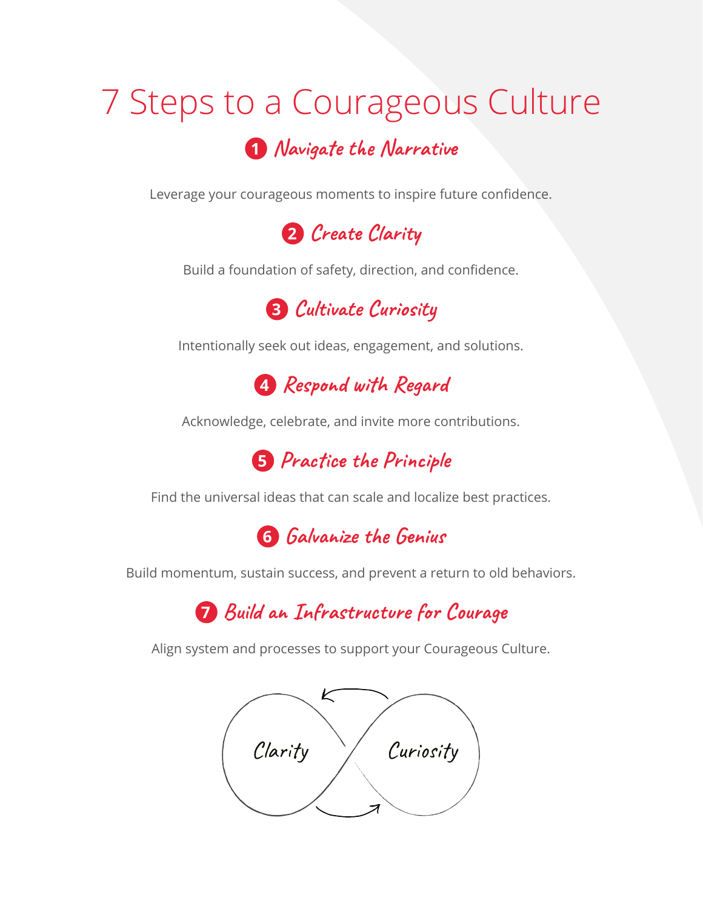# 7 Steps to a Courageous Culture

## 1 *Navigate the Narrative*

Leverage your courageous moments to inspire future confidence.

## 2 *Create Clarity*

Build a foundation of safety, direction, and confidence.

## 3 *Cultivate Curiosity*

Intentionally seek out ideas, engagement, and solutions.

## 4 *Respond with Regard*

Acknowledge, celebrate, and invite more contributions.

## 5 *Practice the Principle*

Find the universal ideas that can scale and localize best practices.

## 6 *Galvanize the Genius*

Build momentum, sustain success, and prevent a return to old behaviors.

## 7 *Build an Infrastructure for Courage*

Align system and processes to support your Courageous Culture.

Clarity ⟷ Curiosity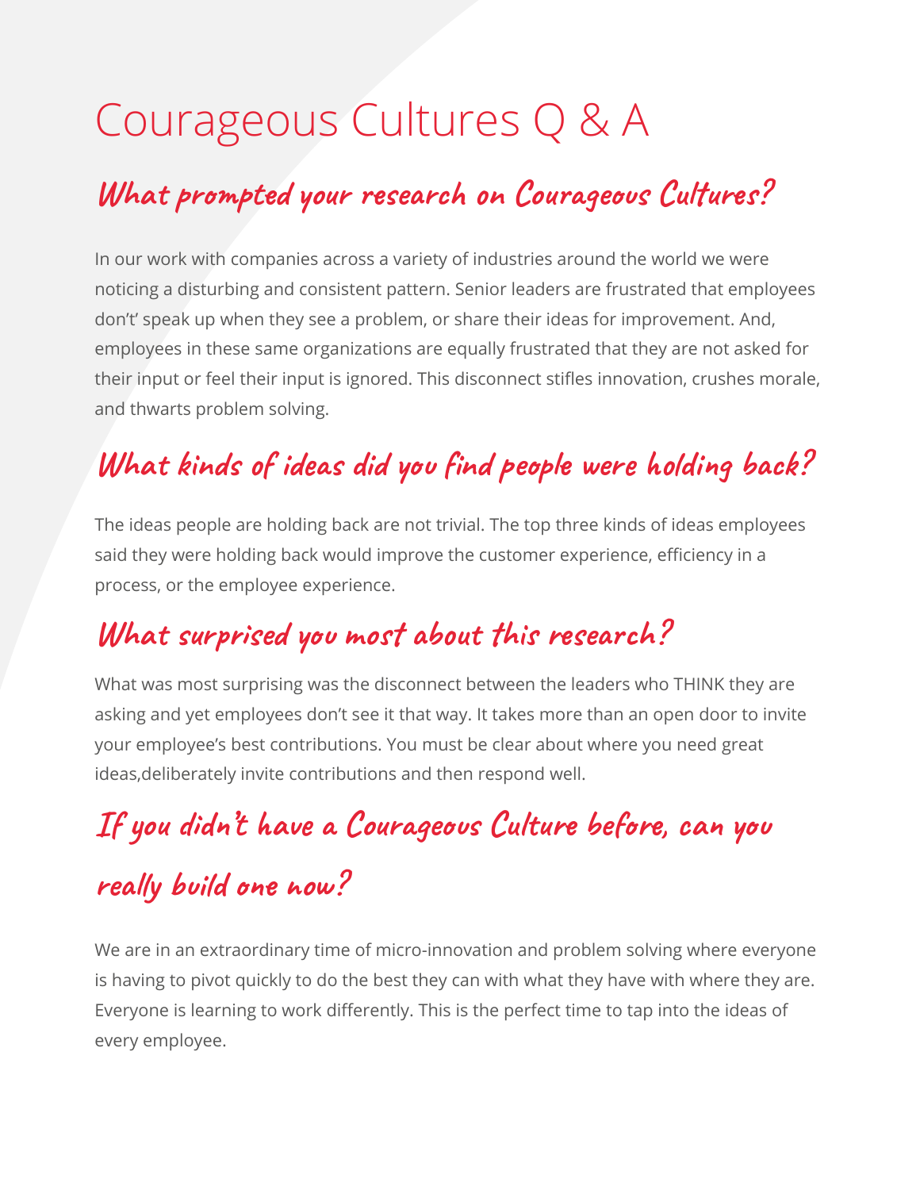# Courageous Cultures Q & A

## What prompted your research on Courageous Cultures?

In our work with companies across a variety of industries around the world we were noticing a disturbing and consistent pattern. Senior leaders are frustrated that employees don't' speak up when they see a problem, or share their ideas for improvement. And, employees in these same organizations are equally frustrated that they are not asked for their input or feel their input is ignored. This disconnect stifles innovation, crushes morale, and thwarts problem solving.

## What kinds of ideas did you find people were holding back?

The ideas people are holding back are not trivial. The top three kinds of ideas employees said they were holding back would improve the customer experience, efficiency in a process, or the employee experience.

## What surprised you most about this research?

What was most surprising was the disconnect between the leaders who THINK they are asking and yet employees don't see it that way. It takes more than an open door to invite your employee's best contributions. You must be clear about where you need great ideas,deliberately invite contributions and then respond well.

## If you didn't have a Courageous Culture before, can you really build one now?

We are in an extraordinary time of micro-innovation and problem solving where everyone is having to pivot quickly to do the best they can with what they have with where they are. Everyone is learning to work differently. This is the perfect time to tap into the ideas of every employee.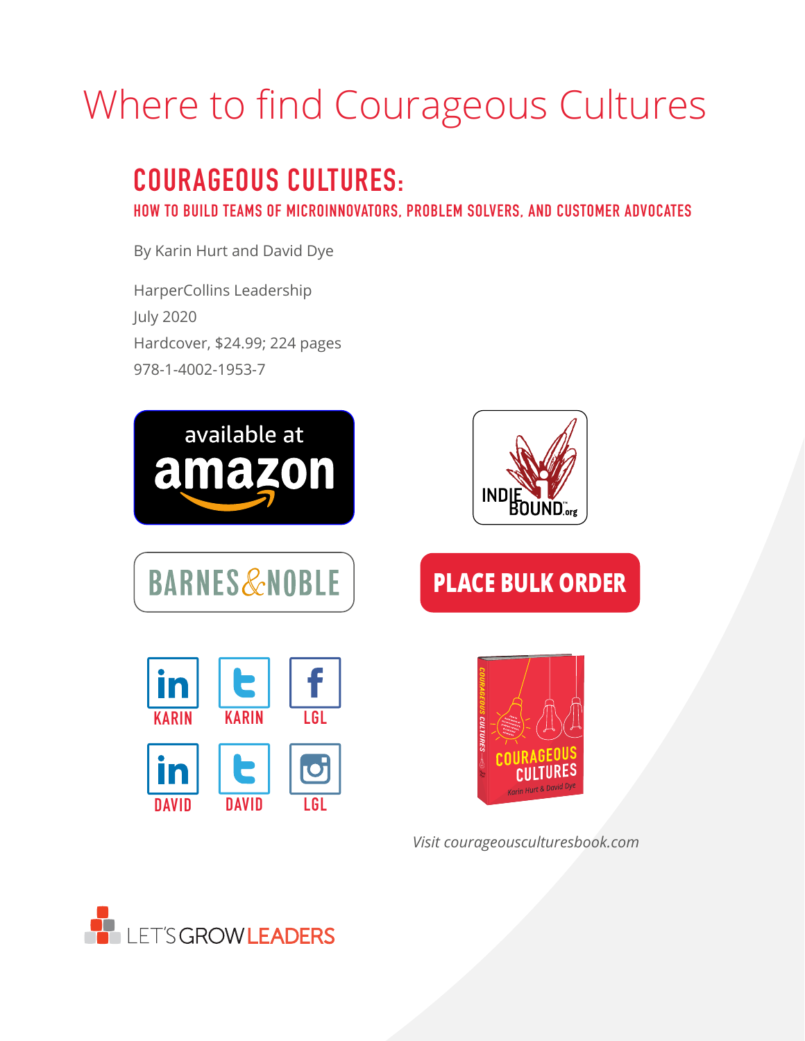# Where to find Courageous Cultures

## COURAGEOUS CULTURES:

### HOW TO BUILD TEAMS OF MICROINNOVATORS, PROBLEM SOLVERS, AND CUSTOMER ADVOCATES

By Karin Hurt and David Dye

HarperCollins Leadership
July 2020
Hardcover, $24.99; 224 pages
978-1-4002-1953-7

available at amazon

INDIEBOUND.org

BARNES&NOBLE

PLACE BULK ORDER

KARIN KARIN LGL

DAVID DAVID LGL

*Visit courageousculturesbook.com*

LET'S GROW LEADERS